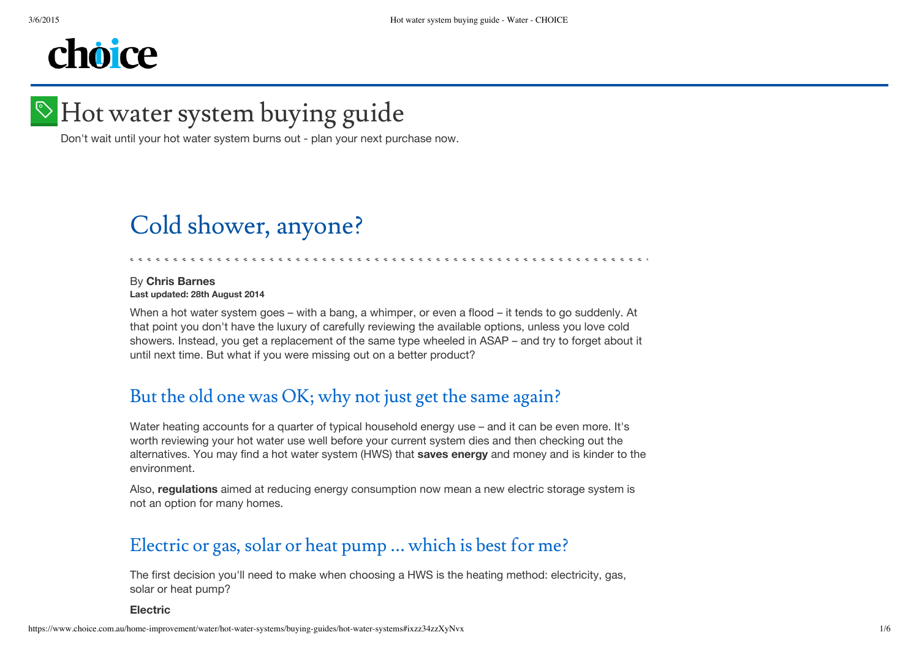# Hot water system buying guide

Don't wait until your hot water system burns out - plan your next purchase now.

## Cold shower, anyone?

By **Chris Barnes**
**Last updated: 28th August 2014**

When a hot water system goes – with a bang, a whimper, or even a flood – it tends to go suddenly. At that point you don't have the luxury of carefully reviewing the available options, unless you love cold showers. Instead, you get a replacement of the same type wheeled in ASAP – and try to forget about it until next time. But what if you were missing out on a better product?

## But the old one was OK; why not just get the same again?

Water heating accounts for a quarter of typical household energy use – and it can be even more. It's worth reviewing your hot water use well before your current system dies and then checking out the alternatives. You may find a hot water system (HWS) that **saves energy** and money and is kinder to the environment.

Also, **regulations** aimed at reducing energy consumption now mean a new electric storage system is not an option for many homes.

## Electric or gas, solar or heat pump ... which is best for me?

The first decision you'll need to make when choosing a HWS is the heating method: electricity, gas, solar or heat pump?

**Electric**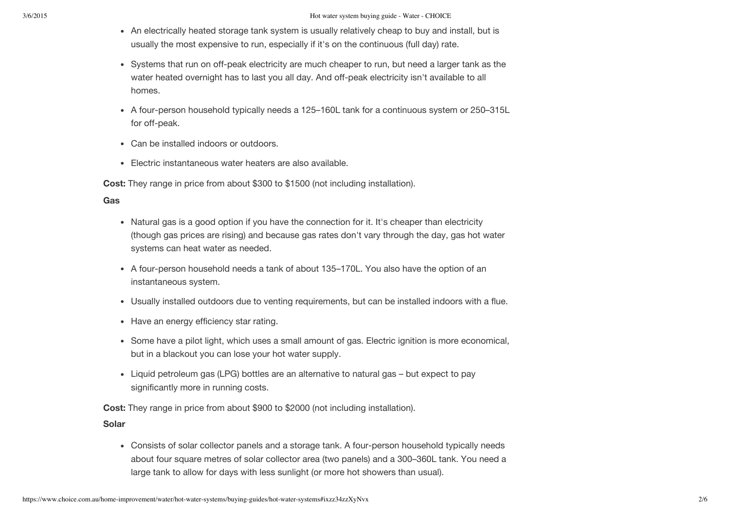- An electrically heated storage tank system is usually relatively cheap to buy and install, but is usually the most expensive to run, especially if it's on the continuous (full day) rate.
- Systems that run on off-peak electricity are much cheaper to run, but need a larger tank as the water heated overnight has to last you all day. And off-peak electricity isn't available to all homes.
- A four-person household typically needs a 125–160L tank for a continuous system or 250–315L for off-peak.
- Can be installed indoors or outdoors.
- Electric instantaneous water heaters are also available.

**Cost:** They range in price from about $300 to $1500 (not including installation).

**Gas**

- Natural gas is a good option if you have the connection for it. It's cheaper than electricity (though gas prices are rising) and because gas rates don't vary through the day, gas hot water systems can heat water as needed.
- A four-person household needs a tank of about 135–170L. You also have the option of an instantaneous system.
- Usually installed outdoors due to venting requirements, but can be installed indoors with a flue.
- Have an energy efficiency star rating.
- Some have a pilot light, which uses a small amount of gas. Electric ignition is more economical, but in a blackout you can lose your hot water supply.
- Liquid petroleum gas (LPG) bottles are an alternative to natural gas – but expect to pay significantly more in running costs.

**Cost:** They range in price from about $900 to $2000 (not including installation).

**Solar**

- Consists of solar collector panels and a storage tank. A four-person household typically needs about four square metres of solar collector area (two panels) and a 300–360L tank. You need a large tank to allow for days with less sunlight (or more hot showers than usual).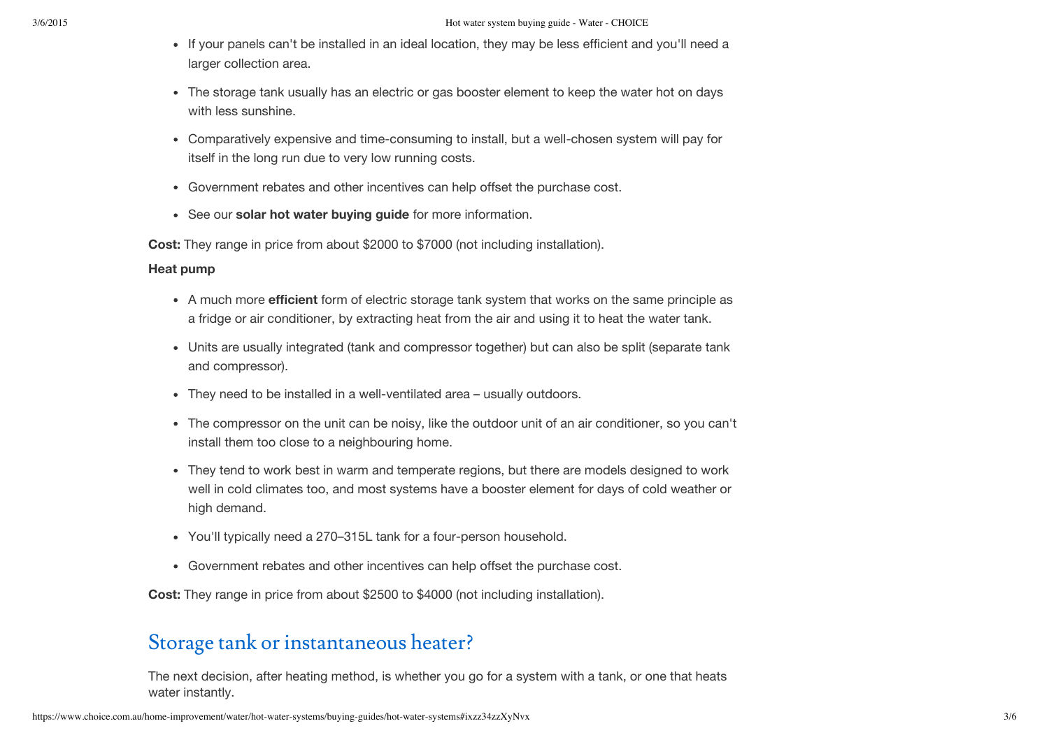- If your panels can't be installed in an ideal location, they may be less efficient and you'll need a larger collection area.
- The storage tank usually has an electric or gas booster element to keep the water hot on days with less sunshine.
- Comparatively expensive and time-consuming to install, but a well-chosen system will pay for itself in the long run due to very low running costs.
- Government rebates and other incentives can help offset the purchase cost.
- See our **solar hot water buying guide** for more information.

**Cost:** They range in price from about $2000 to $7000 (not including installation).

**Heat pump**

- A much more **efficient** form of electric storage tank system that works on the same principle as a fridge or air conditioner, by extracting heat from the air and using it to heat the water tank.
- Units are usually integrated (tank and compressor together) but can also be split (separate tank and compressor).
- They need to be installed in a well-ventilated area – usually outdoors.
- The compressor on the unit can be noisy, like the outdoor unit of an air conditioner, so you can't install them too close to a neighbouring home.
- They tend to work best in warm and temperate regions, but there are models designed to work well in cold climates too, and most systems have a booster element for days of cold weather or high demand.
- You'll typically need a 270–315L tank for a four-person household.
- Government rebates and other incentives can help offset the purchase cost.

**Cost:** They range in price from about $2500 to $4000 (not including installation).

## Storage tank or instantaneous heater?

The next decision, after heating method, is whether you go for a system with a tank, or one that heats water instantly.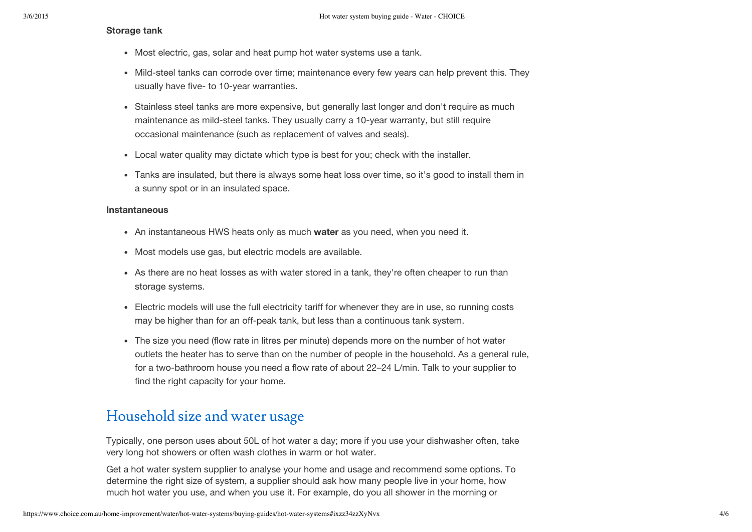**Storage tank**

- Most electric, gas, solar and heat pump hot water systems use a tank.
- Mild-steel tanks can corrode over time; maintenance every few years can help prevent this. They usually have five- to 10-year warranties.
- Stainless steel tanks are more expensive, but generally last longer and don't require as much maintenance as mild-steel tanks. They usually carry a 10-year warranty, but still require occasional maintenance (such as replacement of valves and seals).
- Local water quality may dictate which type is best for you; check with the installer.
- Tanks are insulated, but there is always some heat loss over time, so it's good to install them in a sunny spot or in an insulated space.

**Instantaneous**

- An instantaneous HWS heats only as much **water** as you need, when you need it.
- Most models use gas, but electric models are available.
- As there are no heat losses as with water stored in a tank, they're often cheaper to run than storage systems.
- Electric models will use the full electricity tariff for whenever they are in use, so running costs may be higher than for an off-peak tank, but less than a continuous tank system.
- The size you need (flow rate in litres per minute) depends more on the number of hot water outlets the heater has to serve than on the number of people in the household. As a general rule, for a two-bathroom house you need a flow rate of about 22–24 L/min. Talk to your supplier to find the right capacity for your home.

## Household size and water usage

Typically, one person uses about 50L of hot water a day; more if you use your dishwasher often, take very long hot showers or often wash clothes in warm or hot water.

Get a hot water system supplier to analyse your home and usage and recommend some options. To determine the right size of system, a supplier should ask how many people live in your home, how much hot water you use, and when you use it. For example, do you all shower in the morning or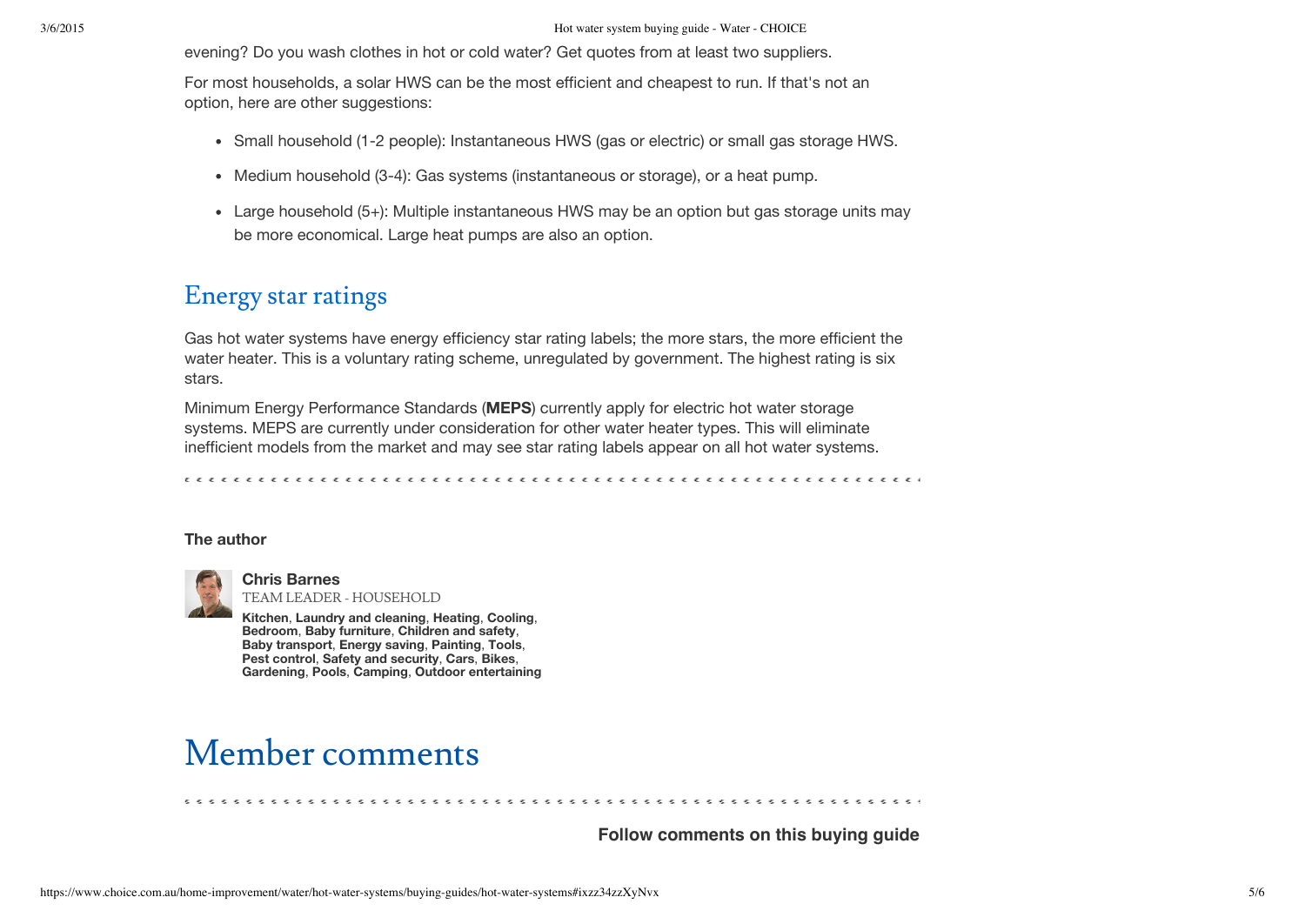evening? Do you wash clothes in hot or cold water? Get quotes from at least two suppliers.

For most households, a solar HWS can be the most efficient and cheapest to run. If that's not an option, here are other suggestions:

- Small household (1-2 people): Instantaneous HWS (gas or electric) or small gas storage HWS.
- Medium household (3-4): Gas systems (instantaneous or storage), or a heat pump.
- Large household (5+): Multiple instantaneous HWS may be an option but gas storage units may be more economical. Large heat pumps are also an option.

## Energy star ratings

Gas hot water systems have energy efficiency star rating labels; the more stars, the more efficient the water heater. This is a voluntary rating scheme, unregulated by government. The highest rating is six stars.

Minimum Energy Performance Standards (**MEPS**) currently apply for electric hot water storage systems. MEPS are currently under consideration for other water heater types. This will eliminate inefficient models from the market and may see star rating labels appear on all hot water systems.

**The author**

**Chris Barnes**
TEAM LEADER - HOUSEHOLD
**Kitchen**, **Laundry and cleaning**, **Heating**, **Cooling**, **Bedroom**, **Baby furniture**, **Children and safety**, **Baby transport**, **Energy saving**, **Painting**, **Tools**, **Pest control**, **Safety and security**, **Cars**, **Bikes**, **Gardening**, **Pools**, **Camping**, **Outdoor entertaining**

# Member comments

**Follow comments on this buying guide**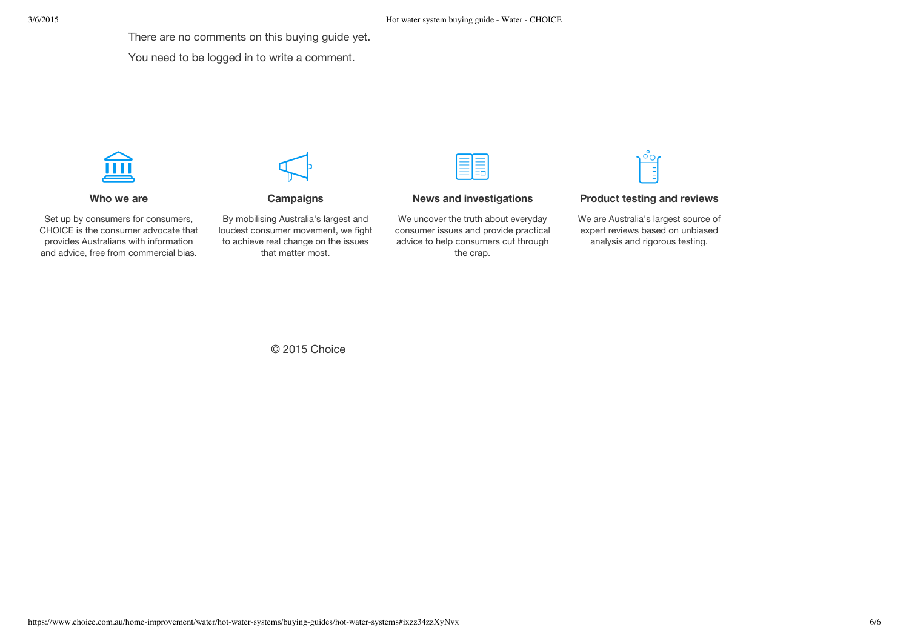There are no comments on this buying guide yet.

You need to be logged in to write a comment.

### Who we are

Set up by consumers for consumers, CHOICE is the consumer advocate that provides Australians with information and advice, free from commercial bias.

### Campaigns

By mobilising Australia's largest and loudest consumer movement, we fight to achieve real change on the issues that matter most.

### News and investigations

We uncover the truth about everyday consumer issues and provide practical advice to help consumers cut through the crap.

### Product testing and reviews

We are Australia's largest source of expert reviews based on unbiased analysis and rigorous testing.

© 2015 Choice